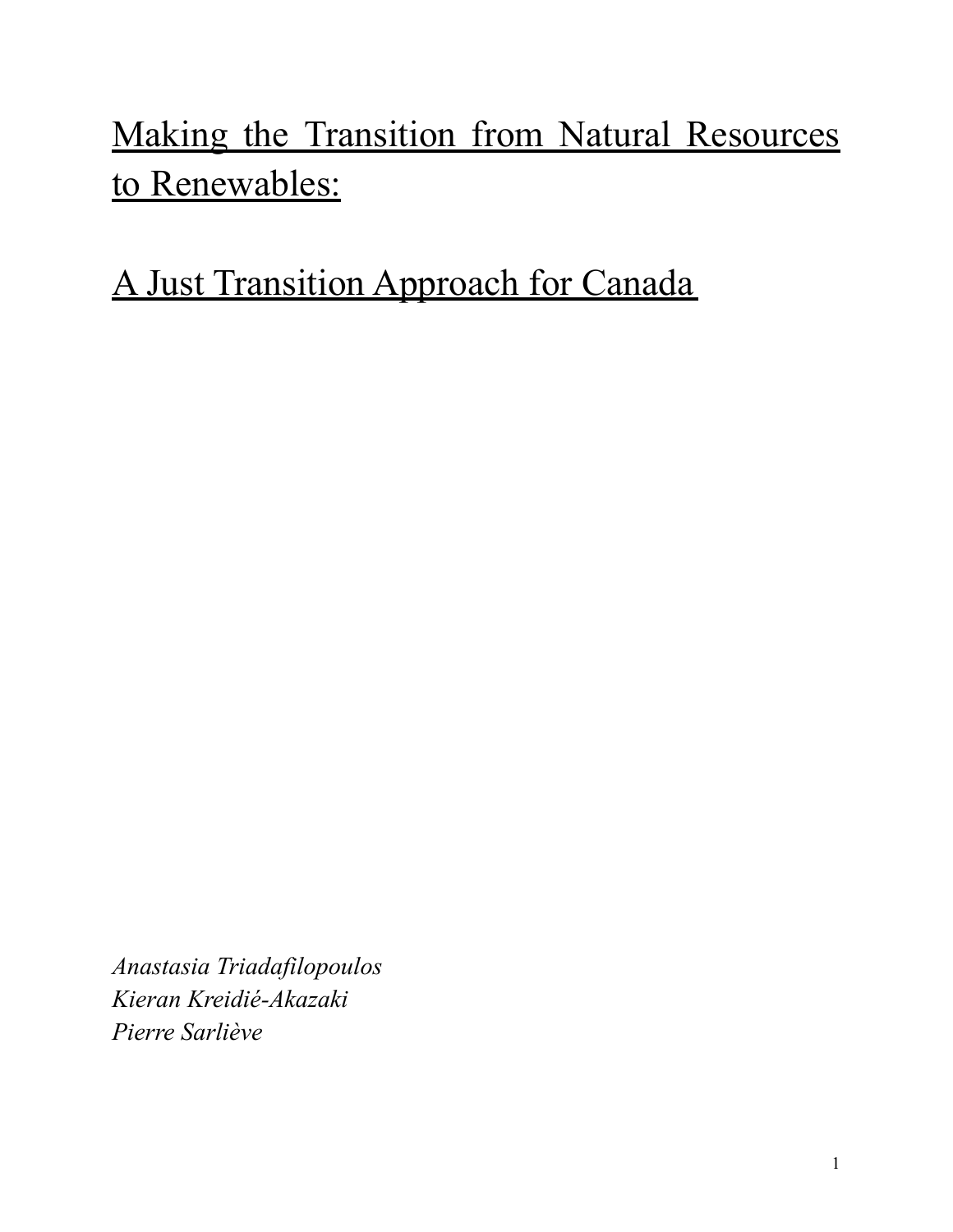# Making the Transition from Natural Resources to Renewables:

## A Just Transition Approach for Canada

*Anastasia Triadafilopoulos*
*Kieran Kreidié-Akazaki*
*Pierre Sarlieve*

# Making the Transition from Natural Resources to Renewables:

## A Just Transition Approach for Canada

*Anastasia Triadafilopoulos*
*Kieran Kreidié-Akazaki*
*Pierre Sarliève*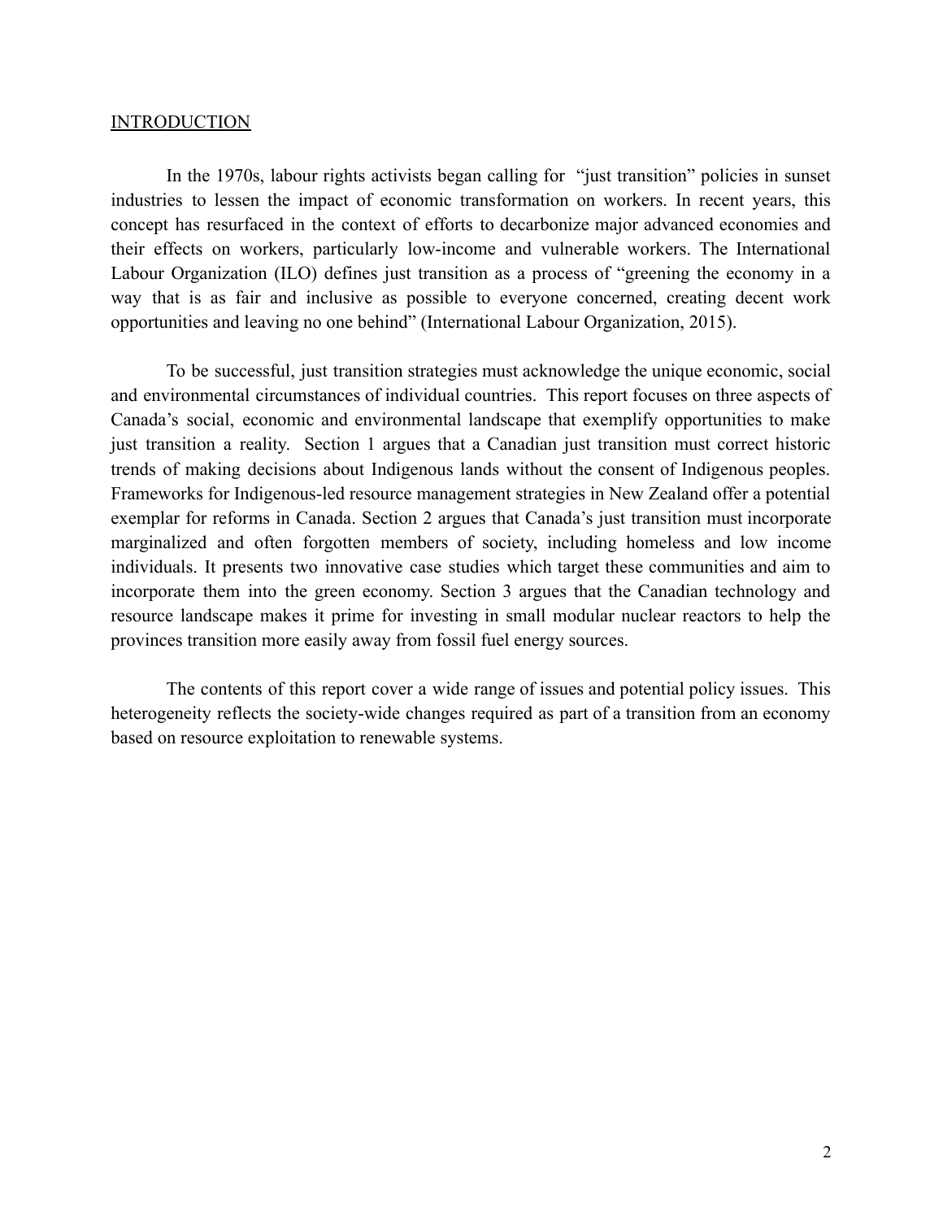## INTRODUCTION

In the 1970s, labour rights activists began calling for "just transition" policies in sunset industries to lessen the impact of economic transformation on workers. In recent years, this concept has resurfaced in the context of efforts to decarbonize major advanced economies and their effects on workers, particularly low-income and vulnerable workers. The International Labour Organization (ILO) defines just transition as a process of "greening the economy in a way that is as fair and inclusive as possible to everyone concerned, creating decent work opportunities and leaving no one behind" (International Labour Organization, 2015).

To be successful, just transition strategies must acknowledge the unique economic, social and environmental circumstances of individual countries. This report focuses on three aspects of Canada's social, economic and environmental landscape that exemplify opportunities to make just transition a reality. Section 1 argues that a Canadian just transition must correct historic trends of making decisions about Indigenous lands without the consent of Indigenous peoples. Frameworks for Indigenous-led resource management strategies in New Zealand offer a potential exemplar for reforms in Canada. Section 2 argues that Canada's just transition must incorporate marginalized and often forgotten members of society, including homeless and low income individuals. It presents two innovative case studies which target these communities and aim to incorporate them into the green economy. Section 3 argues that the Canadian technology and resource landscape makes it prime for investing in small modular nuclear reactors to help the provinces transition more easily away from fossil fuel energy sources.

The contents of this report cover a wide range of issues and potential policy issues. This heterogeneity reflects the society-wide changes required as part of a transition from an economy based on resource exploitation to renewable systems.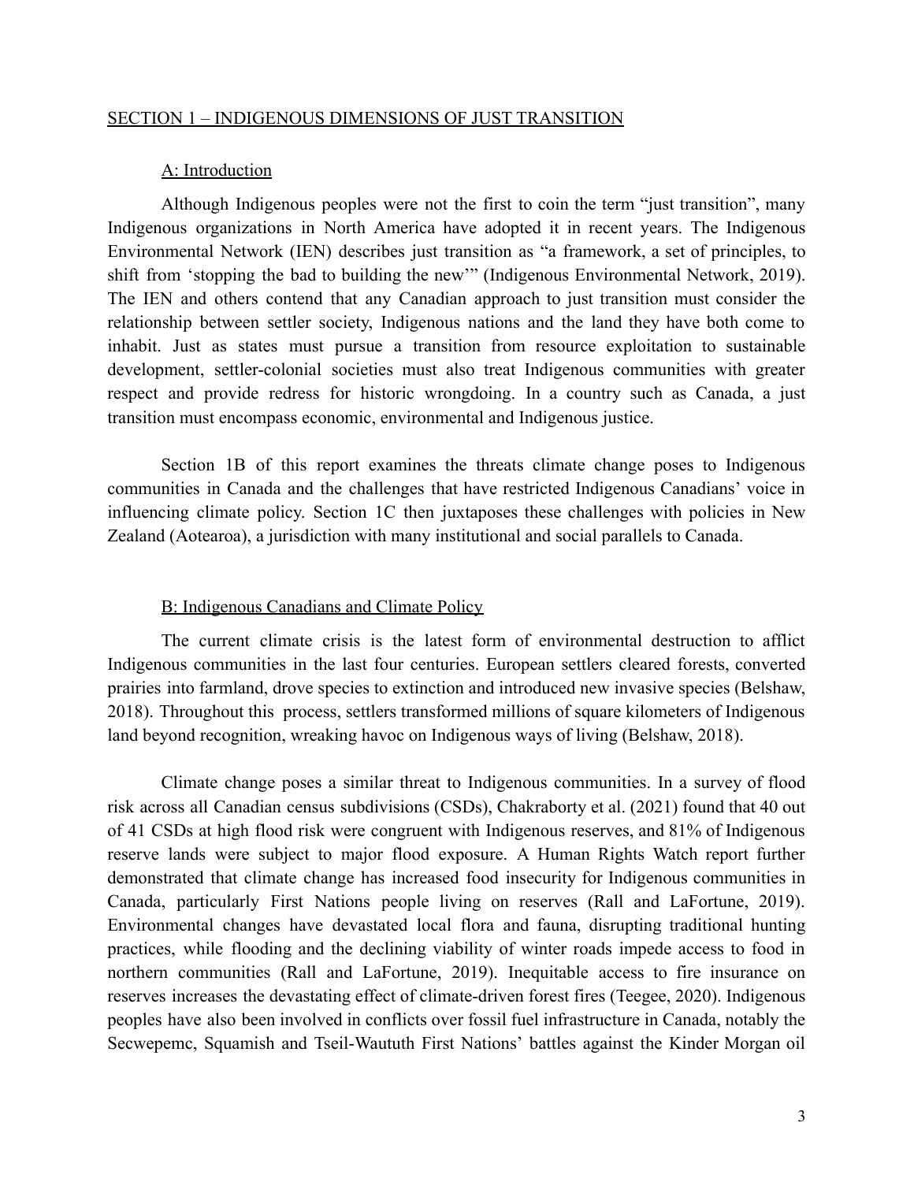## SECTION 1 – INDIGENOUS DIMENSIONS OF JUST TRANSITION

### A: Introduction

Although Indigenous peoples were not the first to coin the term "just transition", many Indigenous organizations in North America have adopted it in recent years. The Indigenous Environmental Network (IEN) describes just transition as "a framework, a set of principles, to shift from 'stopping the bad to building the new'" (Indigenous Environmental Network, 2019). The IEN and others contend that any Canadian approach to just transition must consider the relationship between settler society, Indigenous nations and the land they have both come to inhabit. Just as states must pursue a transition from resource exploitation to sustainable development, settler-colonial societies must also treat Indigenous communities with greater respect and provide redress for historic wrongdoing. In a country such as Canada, a just transition must encompass economic, environmental and Indigenous justice.

Section 1B of this report examines the threats climate change poses to Indigenous communities in Canada and the challenges that have restricted Indigenous Canadians' voice in influencing climate policy. Section 1C then juxtaposes these challenges with policies in New Zealand (Aotearoa), a jurisdiction with many institutional and social parallels to Canada.

### B: Indigenous Canadians and Climate Policy

The current climate crisis is the latest form of environmental destruction to afflict Indigenous communities in the last four centuries. European settlers cleared forests, converted prairies into farmland, drove species to extinction and introduced new invasive species (Belshaw, 2018). Throughout this process, settlers transformed millions of square kilometers of Indigenous land beyond recognition, wreaking havoc on Indigenous ways of living (Belshaw, 2018).

Climate change poses a similar threat to Indigenous communities. In a survey of flood risk across all Canadian census subdivisions (CSDs), Chakraborty et al. (2021) found that 40 out of 41 CSDs at high flood risk were congruent with Indigenous reserves, and 81% of Indigenous reserve lands were subject to major flood exposure. A Human Rights Watch report further demonstrated that climate change has increased food insecurity for Indigenous communities in Canada, particularly First Nations people living on reserves (Rall and LaFortune, 2019). Environmental changes have devastated local flora and fauna, disrupting traditional hunting practices, while flooding and the declining viability of winter roads impede access to food in northern communities (Rall and LaFortune, 2019). Inequitable access to fire insurance on reserves increases the devastating effect of climate-driven forest fires (Teegee, 2020). Indigenous peoples have also been involved in conflicts over fossil fuel infrastructure in Canada, notably the Secwepemc, Squamish and Tseil-Waututh First Nations' battles against the Kinder Morgan oil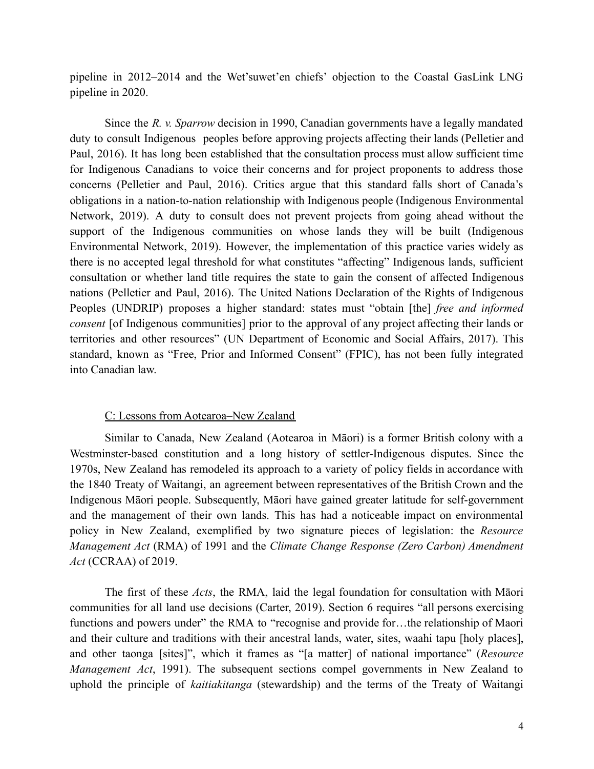pipeline in 2012–2014 and the Wet'suwet'en chiefs' objection to the Coastal GasLink LNG pipeline in 2020.

Since the *R. v. Sparrow* decision in 1990, Canadian governments have a legally mandated duty to consult Indigenous peoples before approving projects affecting their lands (Pelletier and Paul, 2016). It has long been established that the consultation process must allow sufficient time for Indigenous Canadians to voice their concerns and for project proponents to address those concerns (Pelletier and Paul, 2016). Critics argue that this standard falls short of Canada's obligations in a nation-to-nation relationship with Indigenous people (Indigenous Environmental Network, 2019). A duty to consult does not prevent projects from going ahead without the support of the Indigenous communities on whose lands they will be built (Indigenous Environmental Network, 2019). However, the implementation of this practice varies widely as there is no accepted legal threshold for what constitutes "affecting" Indigenous lands, sufficient consultation or whether land title requires the state to gain the consent of affected Indigenous nations (Pelletier and Paul, 2016). The United Nations Declaration of the Rights of Indigenous Peoples (UNDRIP) proposes a higher standard: states must "obtain [the] *free and informed consent* [of Indigenous communities] prior to the approval of any project affecting their lands or territories and other resources" (UN Department of Economic and Social Affairs, 2017). This standard, known as "Free, Prior and Informed Consent" (FPIC), has not been fully integrated into Canadian law.

### C: Lessons from Aotearoa–New Zealand

Similar to Canada, New Zealand (Aotearoa in Māori) is a former British colony with a Westminster-based constitution and a long history of settler-Indigenous disputes. Since the 1970s, New Zealand has remodeled its approach to a variety of policy fields in accordance with the 1840 Treaty of Waitangi, an agreement between representatives of the British Crown and the Indigenous Māori people. Subsequently, Māori have gained greater latitude for self-government and the management of their own lands. This has had a noticeable impact on environmental policy in New Zealand, exemplified by two signature pieces of legislation: the *Resource Management Act* (RMA) of 1991 and the *Climate Change Response (Zero Carbon) Amendment Act* (CCRAA) of 2019.

The first of these *Acts*, the RMA, laid the legal foundation for consultation with Māori communities for all land use decisions (Carter, 2019). Section 6 requires "all persons exercising functions and powers under" the RMA to "recognise and provide for…the relationship of Maori and their culture and traditions with their ancestral lands, water, sites, waahi tapu [holy places], and other taonga [sites]", which it frames as "[a matter] of national importance" (*Resource Management Act*, 1991). The subsequent sections compel governments in New Zealand to uphold the principle of *kaitiakitanga* (stewardship) and the terms of the Treaty of Waitangi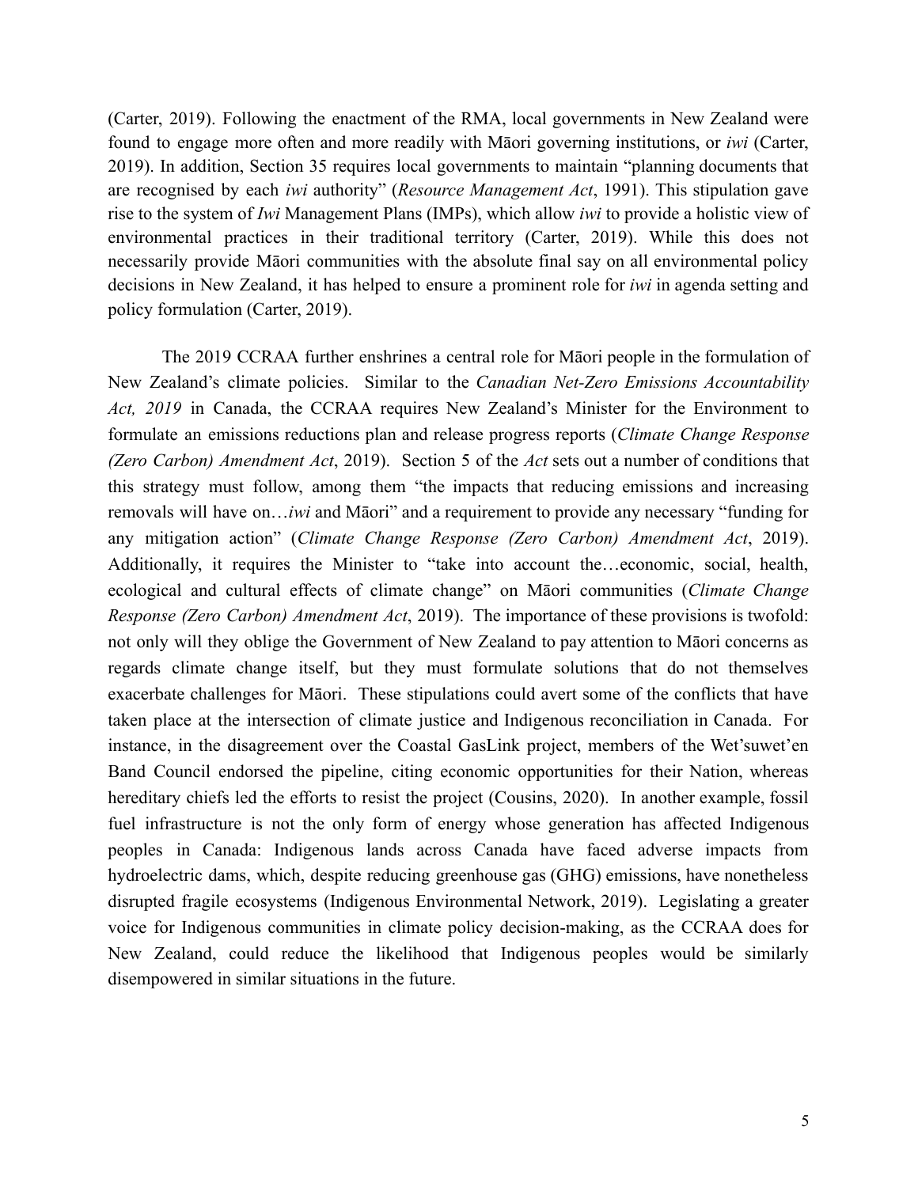(Carter, 2019). Following the enactment of the RMA, local governments in New Zealand were found to engage more often and more readily with Māori governing institutions, or *iwi* (Carter, 2019). In addition, Section 35 requires local governments to maintain "planning documents that are recognised by each *iwi* authority" (*Resource Management Act*, 1991). This stipulation gave rise to the system of *Iwi* Management Plans (IMPs), which allow *iwi* to provide a holistic view of environmental practices in their traditional territory (Carter, 2019). While this does not necessarily provide Māori communities with the absolute final say on all environmental policy decisions in New Zealand, it has helped to ensure a prominent role for *iwi* in agenda setting and policy formulation (Carter, 2019).

The 2019 CCRAA further enshrines a central role for Māori people in the formulation of New Zealand's climate policies. Similar to the *Canadian Net-Zero Emissions Accountability Act, 2019* in Canada, the CCRAA requires New Zealand's Minister for the Environment to formulate an emissions reductions plan and release progress reports (*Climate Change Response (Zero Carbon) Amendment Act*, 2019). Section 5 of the *Act* sets out a number of conditions that this strategy must follow, among them "the impacts that reducing emissions and increasing removals will have on…*iwi* and Māori" and a requirement to provide any necessary "funding for any mitigation action" (*Climate Change Response (Zero Carbon) Amendment Act*, 2019). Additionally, it requires the Minister to "take into account the…economic, social, health, ecological and cultural effects of climate change" on Māori communities (*Climate Change Response (Zero Carbon) Amendment Act*, 2019). The importance of these provisions is twofold: not only will they oblige the Government of New Zealand to pay attention to Māori concerns as regards climate change itself, but they must formulate solutions that do not themselves exacerbate challenges for Māori. These stipulations could avert some of the conflicts that have taken place at the intersection of climate justice and Indigenous reconciliation in Canada. For instance, in the disagreement over the Coastal GasLink project, members of the Wet'suwet'en Band Council endorsed the pipeline, citing economic opportunities for their Nation, whereas hereditary chiefs led the efforts to resist the project (Cousins, 2020). In another example, fossil fuel infrastructure is not the only form of energy whose generation has affected Indigenous peoples in Canada: Indigenous lands across Canada have faced adverse impacts from hydroelectric dams, which, despite reducing greenhouse gas (GHG) emissions, have nonetheless disrupted fragile ecosystems (Indigenous Environmental Network, 2019). Legislating a greater voice for Indigenous communities in climate policy decision-making, as the CCRAA does for New Zealand, could reduce the likelihood that Indigenous peoples would be similarly disempowered in similar situations in the future.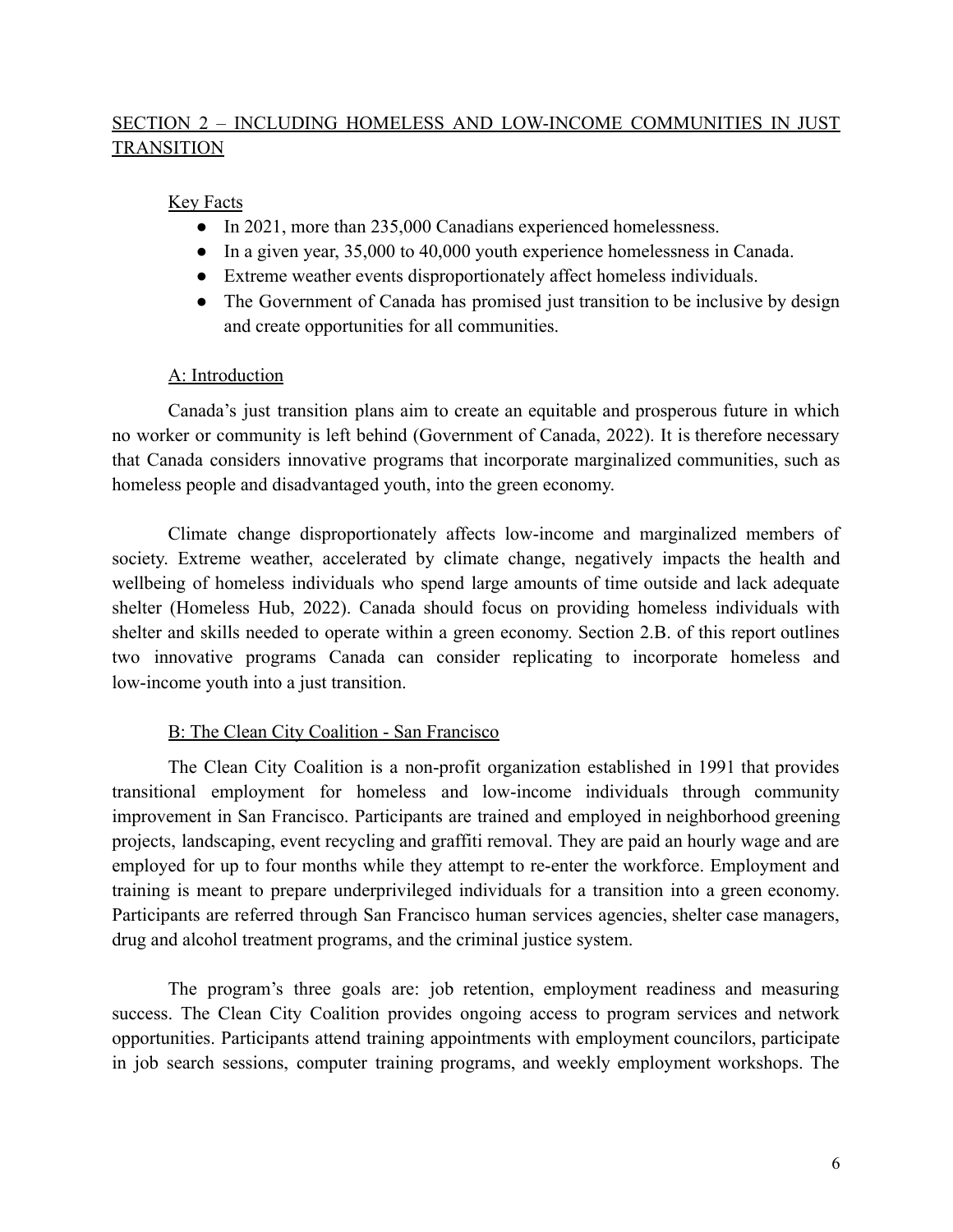## SECTION 2 – INCLUDING HOMELESS AND LOW-INCOME COMMUNITIES IN JUST TRANSITION

### Key Facts

- In 2021, more than 235,000 Canadians experienced homelessness.
- In a given year, 35,000 to 40,000 youth experience homelessness in Canada.
- Extreme weather events disproportionately affect homeless individuals.
- The Government of Canada has promised just transition to be inclusive by design and create opportunities for all communities.

### A: Introduction

Canada's just transition plans aim to create an equitable and prosperous future in which no worker or community is left behind (Government of Canada, 2022). It is therefore necessary that Canada considers innovative programs that incorporate marginalized communities, such as homeless people and disadvantaged youth, into the green economy.

Climate change disproportionately affects low-income and marginalized members of society. Extreme weather, accelerated by climate change, negatively impacts the health and wellbeing of homeless individuals who spend large amounts of time outside and lack adequate shelter (Homeless Hub, 2022). Canada should focus on providing homeless individuals with shelter and skills needed to operate within a green economy. Section 2.B. of this report outlines two innovative programs Canada can consider replicating to incorporate homeless and low-income youth into a just transition.

### B: The Clean City Coalition - San Francisco

The Clean City Coalition is a non-profit organization established in 1991 that provides transitional employment for homeless and low-income individuals through community improvement in San Francisco. Participants are trained and employed in neighborhood greening projects, landscaping, event recycling and graffiti removal. They are paid an hourly wage and are employed for up to four months while they attempt to re-enter the workforce. Employment and training is meant to prepare underprivileged individuals for a transition into a green economy. Participants are referred through San Francisco human services agencies, shelter case managers, drug and alcohol treatment programs, and the criminal justice system.

The program's three goals are: job retention, employment readiness and measuring success. The Clean City Coalition provides ongoing access to program services and network opportunities. Participants attend training appointments with employment councilors, participate in job search sessions, computer training programs, and weekly employment workshops. The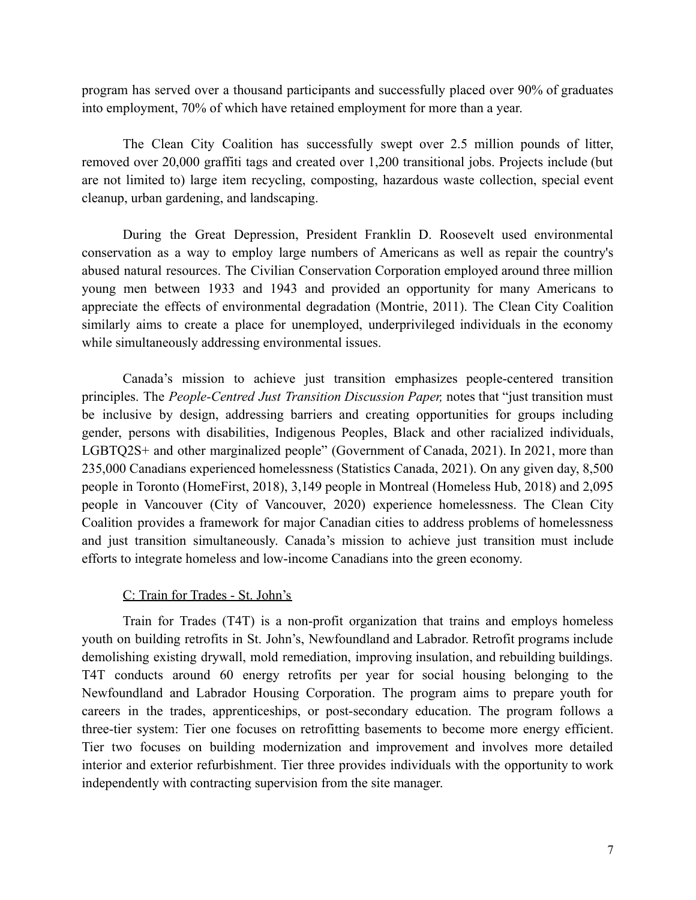program has served over a thousand participants and successfully placed over 90% of graduates into employment, 70% of which have retained employment for more than a year.

The Clean City Coalition has successfully swept over 2.5 million pounds of litter, removed over 20,000 graffiti tags and created over 1,200 transitional jobs. Projects include (but are not limited to) large item recycling, composting, hazardous waste collection, special event cleanup, urban gardening, and landscaping.

During the Great Depression, President Franklin D. Roosevelt used environmental conservation as a way to employ large numbers of Americans as well as repair the country's abused natural resources. The Civilian Conservation Corporation employed around three million young men between 1933 and 1943 and provided an opportunity for many Americans to appreciate the effects of environmental degradation (Montrie, 2011). The Clean City Coalition similarly aims to create a place for unemployed, underprivileged individuals in the economy while simultaneously addressing environmental issues.

Canada's mission to achieve just transition emphasizes people-centered transition principles. The *People-Centred Just Transition Discussion Paper,* notes that "just transition must be inclusive by design, addressing barriers and creating opportunities for groups including gender, persons with disabilities, Indigenous Peoples, Black and other racialized individuals, LGBTQ2S+ and other marginalized people" (Government of Canada, 2021). In 2021, more than 235,000 Canadians experienced homelessness (Statistics Canada, 2021). On any given day, 8,500 people in Toronto (HomeFirst, 2018), 3,149 people in Montreal (Homeless Hub, 2018) and 2,095 people in Vancouver (City of Vancouver, 2020) experience homelessness. The Clean City Coalition provides a framework for major Canadian cities to address problems of homelessness and just transition simultaneously. Canada's mission to achieve just transition must include efforts to integrate homeless and low-income Canadians into the green economy.

### C: Train for Trades - St. John's

Train for Trades (T4T) is a non-profit organization that trains and employs homeless youth on building retrofits in St. John's, Newfoundland and Labrador. Retrofit programs include demolishing existing drywall, mold remediation, improving insulation, and rebuilding buildings. T4T conducts around 60 energy retrofits per year for social housing belonging to the Newfoundland and Labrador Housing Corporation. The program aims to prepare youth for careers in the trades, apprenticeships, or post-secondary education. The program follows a three-tier system: Tier one focuses on retrofitting basements to become more energy efficient. Tier two focuses on building modernization and improvement and involves more detailed interior and exterior refurbishment. Tier three provides individuals with the opportunity to work independently with contracting supervision from the site manager.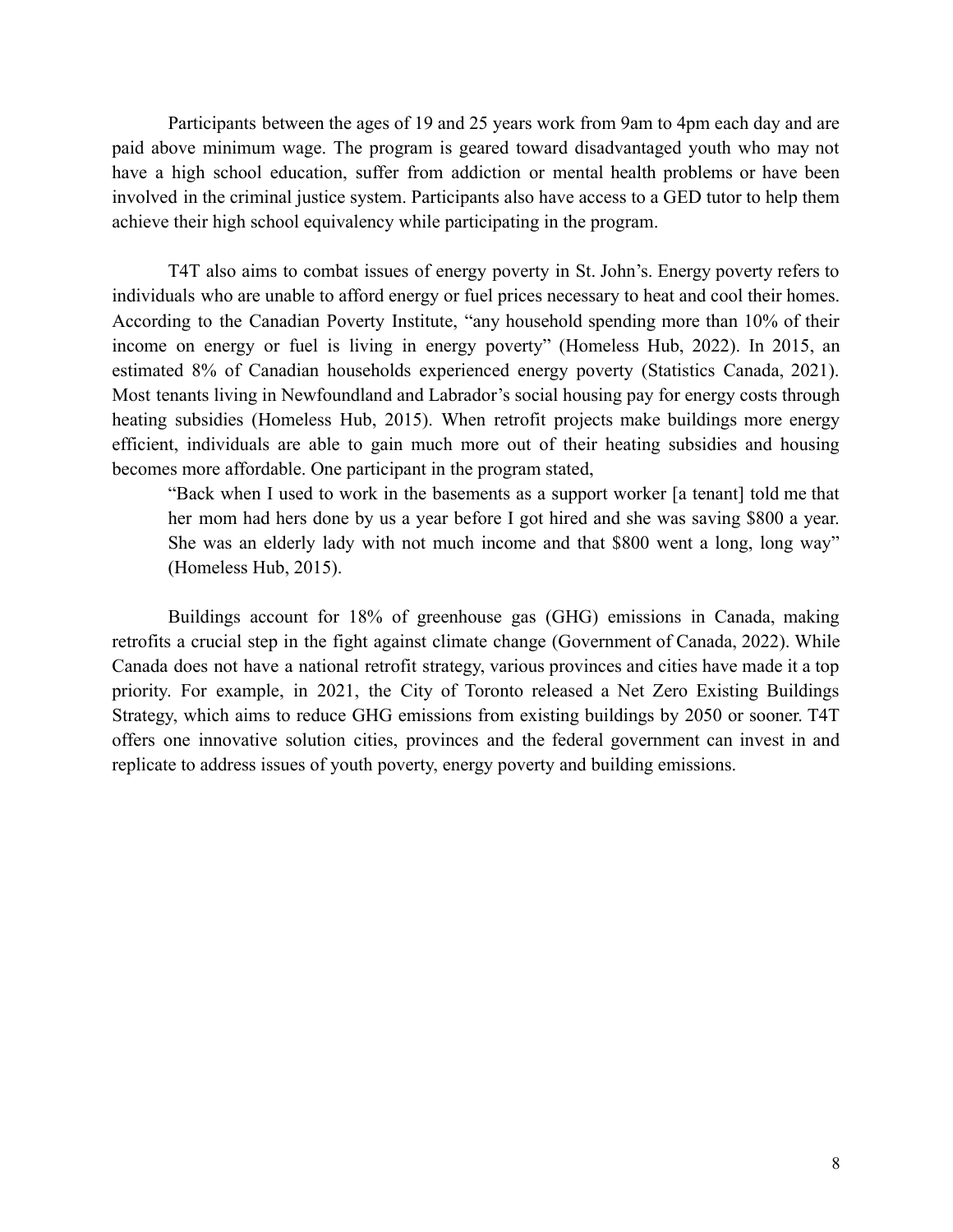Participants between the ages of 19 and 25 years work from 9am to 4pm each day and are paid above minimum wage. The program is geared toward disadvantaged youth who may not have a high school education, suffer from addiction or mental health problems or have been involved in the criminal justice system. Participants also have access to a GED tutor to help them achieve their high school equivalency while participating in the program.

T4T also aims to combat issues of energy poverty in St. John's. Energy poverty refers to individuals who are unable to afford energy or fuel prices necessary to heat and cool their homes. According to the Canadian Poverty Institute, "any household spending more than 10% of their income on energy or fuel is living in energy poverty" (Homeless Hub, 2022). In 2015, an estimated 8% of Canadian households experienced energy poverty (Statistics Canada, 2021). Most tenants living in Newfoundland and Labrador's social housing pay for energy costs through heating subsidies (Homeless Hub, 2015). When retrofit projects make buildings more energy efficient, individuals are able to gain much more out of their heating subsidies and housing becomes more affordable. One participant in the program stated,

> "Back when I used to work in the basements as a support worker [a tenant] told me that her mom had hers done by us a year before I got hired and she was saving $800 a year. She was an elderly lady with not much income and that $800 went a long, long way" (Homeless Hub, 2015).

Buildings account for 18% of greenhouse gas (GHG) emissions in Canada, making retrofits a crucial step in the fight against climate change (Government of Canada, 2022). While Canada does not have a national retrofit strategy, various provinces and cities have made it a top priority. For example, in 2021, the City of Toronto released a Net Zero Existing Buildings Strategy, which aims to reduce GHG emissions from existing buildings by 2050 or sooner. T4T offers one innovative solution cities, provinces and the federal government can invest in and replicate to address issues of youth poverty, energy poverty and building emissions.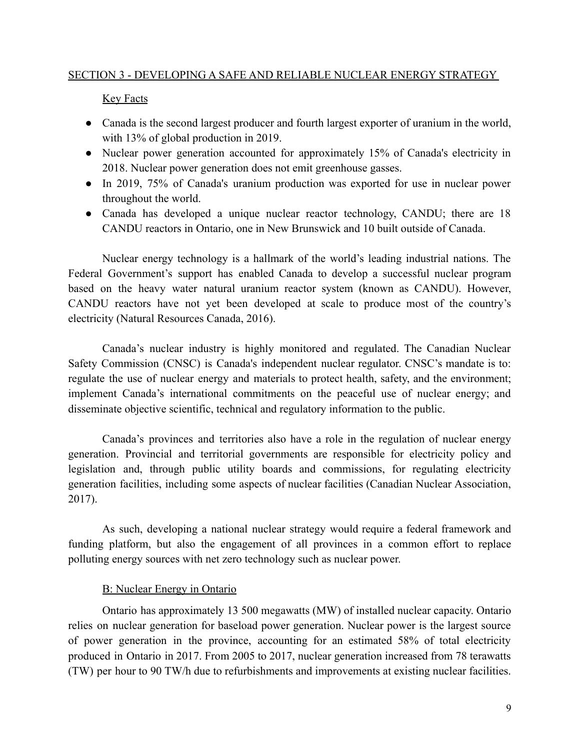## SECTION 3 - DEVELOPING A SAFE AND RELIABLE NUCLEAR ENERGY STRATEGY

### Key Facts

- Canada is the second largest producer and fourth largest exporter of uranium in the world, with 13% of global production in 2019.
- Nuclear power generation accounted for approximately 15% of Canada's electricity in 2018. Nuclear power generation does not emit greenhouse gasses.
- In 2019, 75% of Canada's uranium production was exported for use in nuclear power throughout the world.
- Canada has developed a unique nuclear reactor technology, CANDU; there are 18 CANDU reactors in Ontario, one in New Brunswick and 10 built outside of Canada.

Nuclear energy technology is a hallmark of the world's leading industrial nations. The Federal Government's support has enabled Canada to develop a successful nuclear program based on the heavy water natural uranium reactor system (known as CANDU). However, CANDU reactors have not yet been developed at scale to produce most of the country's electricity (Natural Resources Canada, 2016).

Canada's nuclear industry is highly monitored and regulated. The Canadian Nuclear Safety Commission (CNSC) is Canada's independent nuclear regulator. CNSC's mandate is to: regulate the use of nuclear energy and materials to protect health, safety, and the environment; implement Canada's international commitments on the peaceful use of nuclear energy; and disseminate objective scientific, technical and regulatory information to the public.

Canada's provinces and territories also have a role in the regulation of nuclear energy generation. Provincial and territorial governments are responsible for electricity policy and legislation and, through public utility boards and commissions, for regulating electricity generation facilities, including some aspects of nuclear facilities (Canadian Nuclear Association, 2017).

As such, developing a national nuclear strategy would require a federal framework and funding platform, but also the engagement of all provinces in a common effort to replace polluting energy sources with net zero technology such as nuclear power.

### B: Nuclear Energy in Ontario

Ontario has approximately 13 500 megawatts (MW) of installed nuclear capacity. Ontario relies on nuclear generation for baseload power generation. Nuclear power is the largest source of power generation in the province, accounting for an estimated 58% of total electricity produced in Ontario in 2017. From 2005 to 2017, nuclear generation increased from 78 terawatts (TW) per hour to 90 TW/h due to refurbishments and improvements at existing nuclear facilities.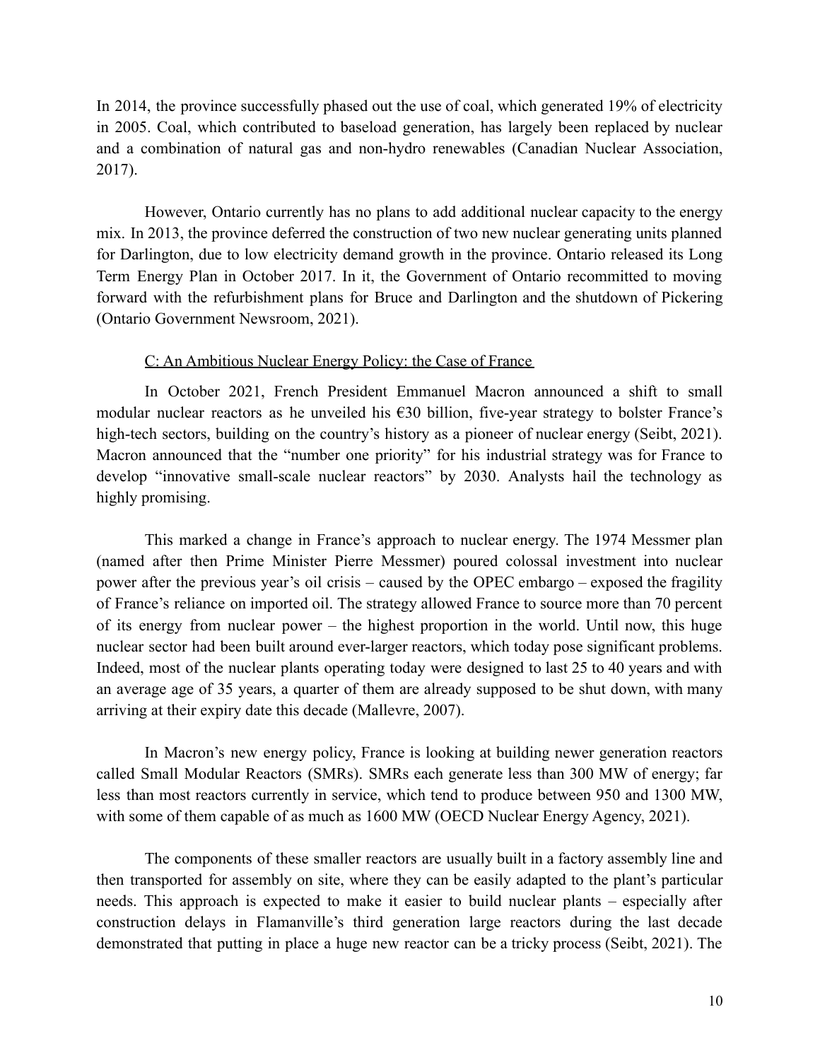In 2014, the province successfully phased out the use of coal, which generated 19% of electricity in 2005. Coal, which contributed to baseload generation, has largely been replaced by nuclear and a combination of natural gas and non-hydro renewables (Canadian Nuclear Association, 2017).

However, Ontario currently has no plans to add additional nuclear capacity to the energy mix. In 2013, the province deferred the construction of two new nuclear generating units planned for Darlington, due to low electricity demand growth in the province. Ontario released its Long Term Energy Plan in October 2017. In it, the Government of Ontario recommitted to moving forward with the refurbishment plans for Bruce and Darlington and the shutdown of Pickering (Ontario Government Newsroom, 2021).

### C: An Ambitious Nuclear Energy Policy: the Case of France

In October 2021, French President Emmanuel Macron announced a shift to small modular nuclear reactors as he unveiled his €30 billion, five-year strategy to bolster France's high-tech sectors, building on the country's history as a pioneer of nuclear energy (Seibt, 2021). Macron announced that the "number one priority" for his industrial strategy was for France to develop "innovative small-scale nuclear reactors" by 2030. Analysts hail the technology as highly promising.

This marked a change in France's approach to nuclear energy. The 1974 Messmer plan (named after then Prime Minister Pierre Messmer) poured colossal investment into nuclear power after the previous year's oil crisis – caused by the OPEC embargo – exposed the fragility of France's reliance on imported oil. The strategy allowed France to source more than 70 percent of its energy from nuclear power – the highest proportion in the world. Until now, this huge nuclear sector had been built around ever-larger reactors, which today pose significant problems. Indeed, most of the nuclear plants operating today were designed to last 25 to 40 years and with an average age of 35 years, a quarter of them are already supposed to be shut down, with many arriving at their expiry date this decade (Mallevre, 2007).

In Macron's new energy policy, France is looking at building newer generation reactors called Small Modular Reactors (SMRs). SMRs each generate less than 300 MW of energy; far less than most reactors currently in service, which tend to produce between 950 and 1300 MW, with some of them capable of as much as 1600 MW (OECD Nuclear Energy Agency, 2021).

The components of these smaller reactors are usually built in a factory assembly line and then transported for assembly on site, where they can be easily adapted to the plant's particular needs. This approach is expected to make it easier to build nuclear plants – especially after construction delays in Flamanville's third generation large reactors during the last decade demonstrated that putting in place a huge new reactor can be a tricky process (Seibt, 2021). The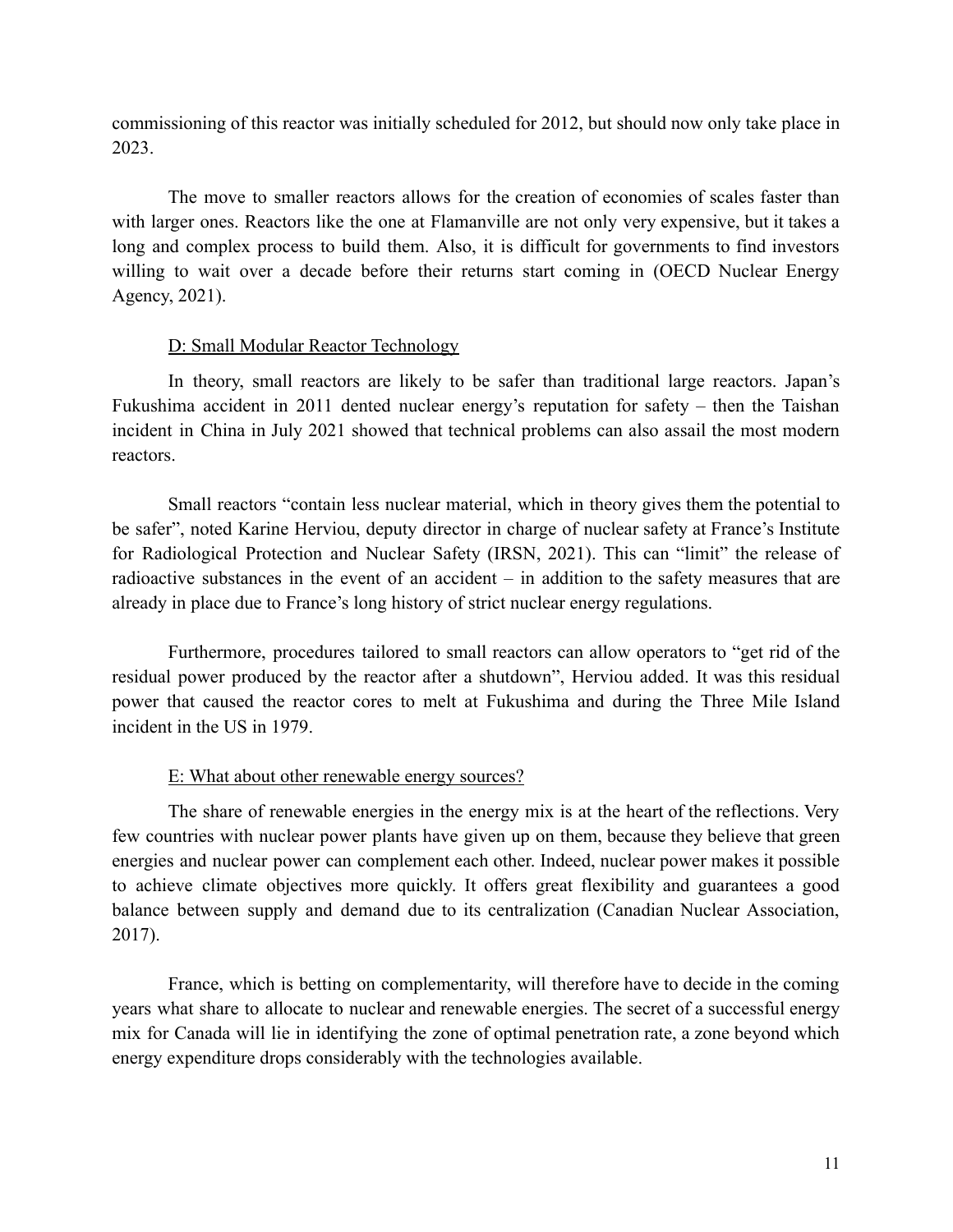commissioning of this reactor was initially scheduled for 2012, but should now only take place in 2023.

The move to smaller reactors allows for the creation of economies of scales faster than with larger ones. Reactors like the one at Flamanville are not only very expensive, but it takes a long and complex process to build them. Also, it is difficult for governments to find investors willing to wait over a decade before their returns start coming in (OECD Nuclear Energy Agency, 2021).

### D: Small Modular Reactor Technology

In theory, small reactors are likely to be safer than traditional large reactors. Japan's Fukushima accident in 2011 dented nuclear energy's reputation for safety – then the Taishan incident in China in July 2021 showed that technical problems can also assail the most modern reactors.

Small reactors "contain less nuclear material, which in theory gives them the potential to be safer", noted Karine Herviou, deputy director in charge of nuclear safety at France's Institute for Radiological Protection and Nuclear Safety (IRSN, 2021). This can "limit" the release of radioactive substances in the event of an accident – in addition to the safety measures that are already in place due to France's long history of strict nuclear energy regulations.

Furthermore, procedures tailored to small reactors can allow operators to "get rid of the residual power produced by the reactor after a shutdown", Herviou added. It was this residual power that caused the reactor cores to melt at Fukushima and during the Three Mile Island incident in the US in 1979.

### E: What about other renewable energy sources?

The share of renewable energies in the energy mix is at the heart of the reflections. Very few countries with nuclear power plants have given up on them, because they believe that green energies and nuclear power can complement each other. Indeed, nuclear power makes it possible to achieve climate objectives more quickly. It offers great flexibility and guarantees a good balance between supply and demand due to its centralization (Canadian Nuclear Association, 2017).

France, which is betting on complementarity, will therefore have to decide in the coming years what share to allocate to nuclear and renewable energies. The secret of a successful energy mix for Canada will lie in identifying the zone of optimal penetration rate, a zone beyond which energy expenditure drops considerably with the technologies available.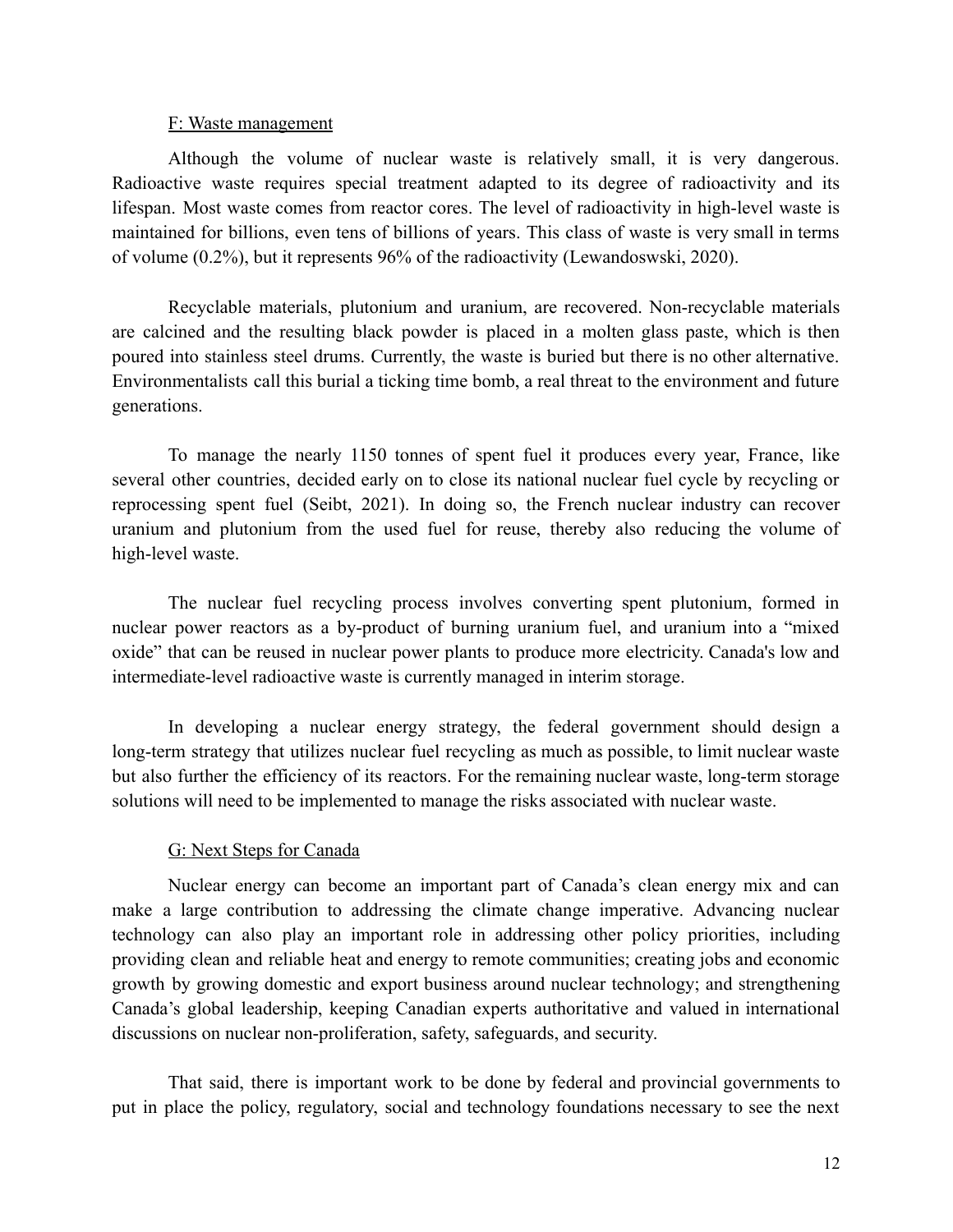F: Waste management

Although the volume of nuclear waste is relatively small, it is very dangerous. Radioactive waste requires special treatment adapted to its degree of radioactivity and its lifespan. Most waste comes from reactor cores. The level of radioactivity in high-level waste is maintained for billions, even tens of billions of years. This class of waste is very small in terms of volume (0.2%), but it represents 96% of the radioactivity (Lewandoswski, 2020).

Recyclable materials, plutonium and uranium, are recovered. Non-recyclable materials are calcined and the resulting black powder is placed in a molten glass paste, which is then poured into stainless steel drums. Currently, the waste is buried but there is no other alternative. Environmentalists call this burial a ticking time bomb, a real threat to the environment and future generations.

To manage the nearly 1150 tonnes of spent fuel it produces every year, France, like several other countries, decided early on to close its national nuclear fuel cycle by recycling or reprocessing spent fuel (Seibt, 2021). In doing so, the French nuclear industry can recover uranium and plutonium from the used fuel for reuse, thereby also reducing the volume of high-level waste.

The nuclear fuel recycling process involves converting spent plutonium, formed in nuclear power reactors as a by-product of burning uranium fuel, and uranium into a "mixed oxide" that can be reused in nuclear power plants to produce more electricity. Canada's low and intermediate-level radioactive waste is currently managed in interim storage.

In developing a nuclear energy strategy, the federal government should design a long-term strategy that utilizes nuclear fuel recycling as much as possible, to limit nuclear waste but also further the efficiency of its reactors. For the remaining nuclear waste, long-term storage solutions will need to be implemented to manage the risks associated with nuclear waste.

G: Next Steps for Canada

Nuclear energy can become an important part of Canada's clean energy mix and can make a large contribution to addressing the climate change imperative. Advancing nuclear technology can also play an important role in addressing other policy priorities, including providing clean and reliable heat and energy to remote communities; creating jobs and economic growth by growing domestic and export business around nuclear technology; and strengthening Canada's global leadership, keeping Canadian experts authoritative and valued in international discussions on nuclear non-proliferation, safety, safeguards, and security.

That said, there is important work to be done by federal and provincial governments to put in place the policy, regulatory, social and technology foundations necessary to see the next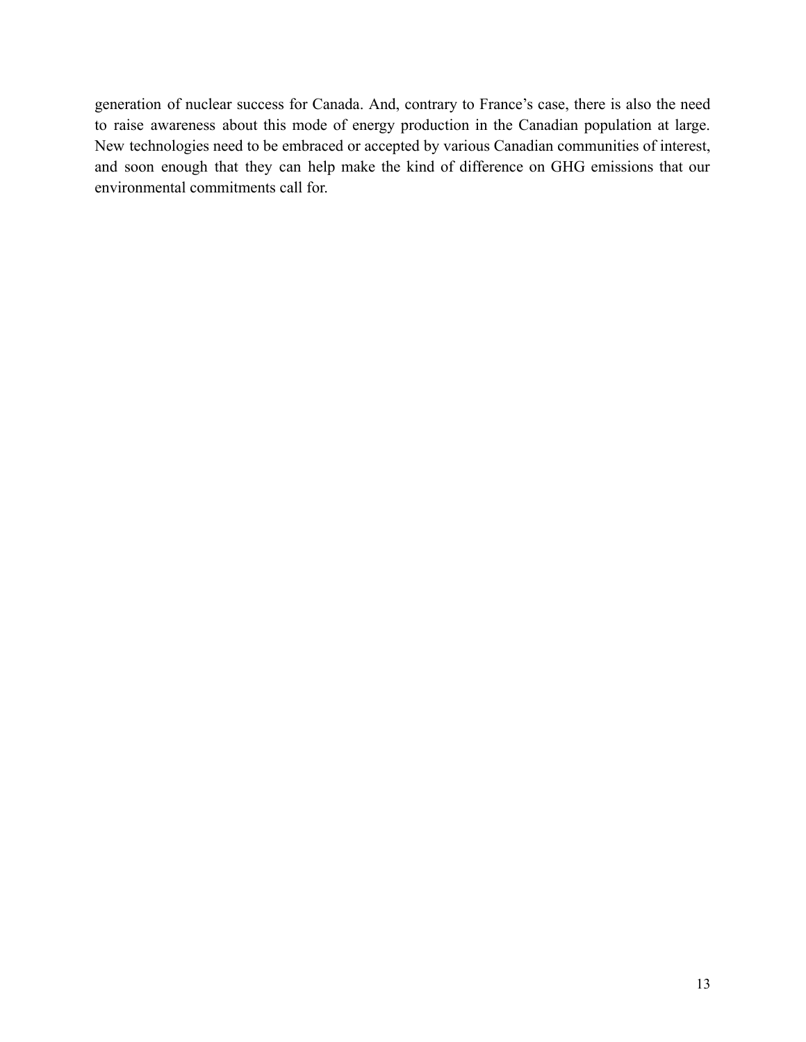generation of nuclear success for Canada. And, contrary to France's case, there is also the need to raise awareness about this mode of energy production in the Canadian population at large. New technologies need to be embraced or accepted by various Canadian communities of interest, and soon enough that they can help make the kind of difference on GHG emissions that our environmental commitments call for.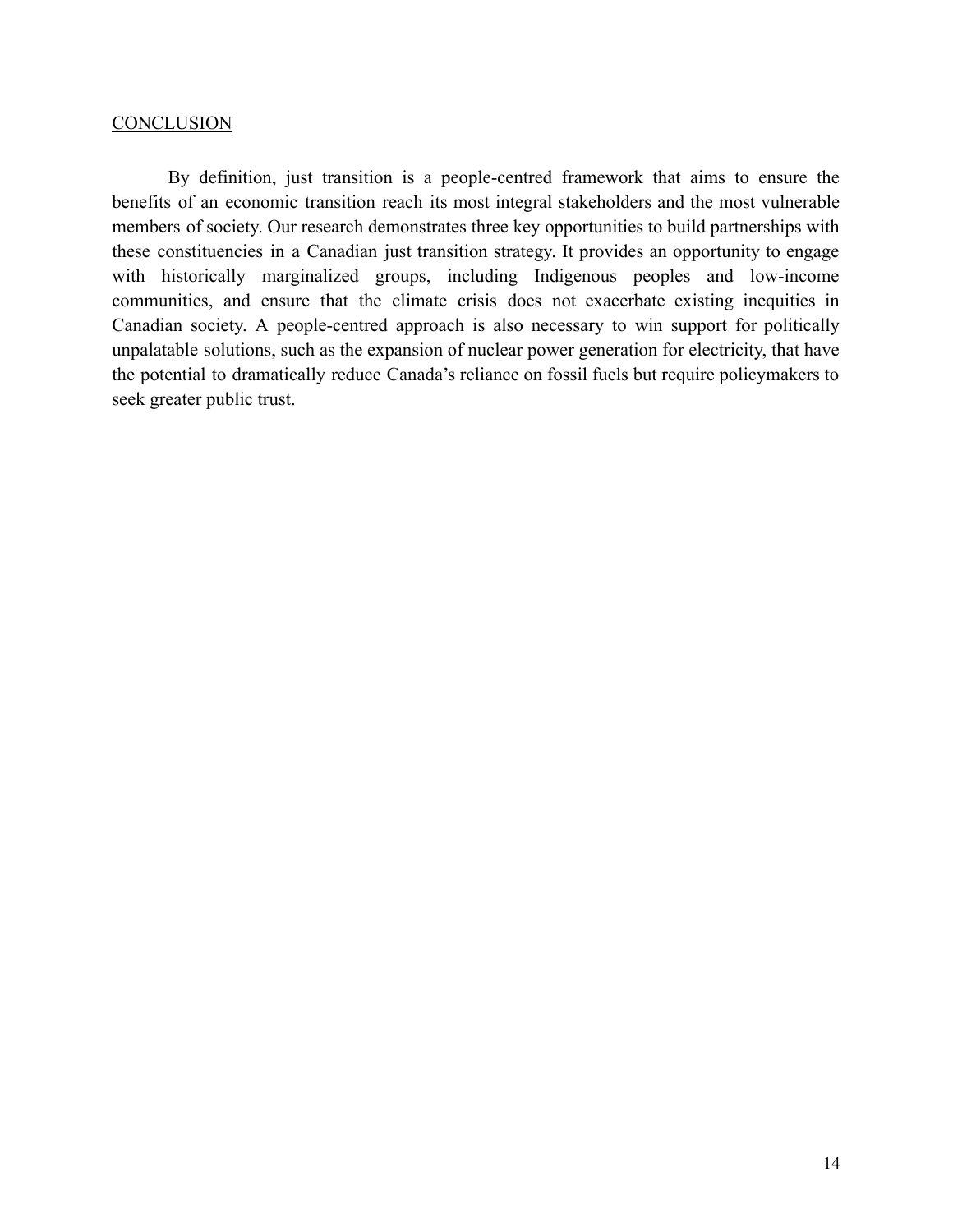## CONCLUSION

By definition, just transition is a people-centred framework that aims to ensure the benefits of an economic transition reach its most integral stakeholders and the most vulnerable members of society. Our research demonstrates three key opportunities to build partnerships with these constituencies in a Canadian just transition strategy. It provides an opportunity to engage with historically marginalized groups, including Indigenous peoples and low-income communities, and ensure that the climate crisis does not exacerbate existing inequities in Canadian society. A people-centred approach is also necessary to win support for politically unpalatable solutions, such as the expansion of nuclear power generation for electricity, that have the potential to dramatically reduce Canada's reliance on fossil fuels but require policymakers to seek greater public trust.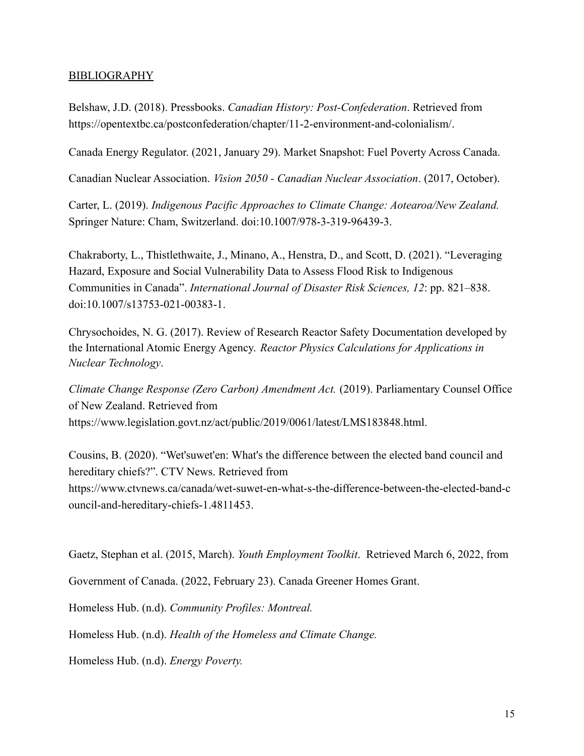BIBLIOGRAPHY

Belshaw, J.D. (2018). Pressbooks. *Canadian History: Post-Confederation*. Retrieved from https://opentextbc.ca/postconfederation/chapter/11-2-environment-and-colonialism/.

Canada Energy Regulator. (2021, January 29). Market Snapshot: Fuel Poverty Across Canada.

Canadian Nuclear Association. *Vision 2050 - Canadian Nuclear Association*. (2017, October).

Carter, L. (2019). *Indigenous Pacific Approaches to Climate Change: Aotearoa/New Zealand.* Springer Nature: Cham, Switzerland. doi:10.1007/978-3-319-96439-3.

Chakraborty, L., Thistlethwaite, J., Minano, A., Henstra, D., and Scott, D. (2021). "Leveraging Hazard, Exposure and Social Vulnerability Data to Assess Flood Risk to Indigenous Communities in Canada". *International Journal of Disaster Risk Sciences, 12*: pp. 821–838. doi:10.1007/s13753-021-00383-1.

Chrysochoides, N. G. (2017). Review of Research Reactor Safety Documentation developed by the International Atomic Energy Agency. *Reactor Physics Calculations for Applications in Nuclear Technology*.

*Climate Change Response (Zero Carbon) Amendment Act.* (2019). Parliamentary Counsel Office of New Zealand. Retrieved from https://www.legislation.govt.nz/act/public/2019/0061/latest/LMS183848.html.

Cousins, B. (2020). "Wet'suwet'en: What's the difference between the elected band council and hereditary chiefs?". CTV News. Retrieved from https://www.ctvnews.ca/canada/wet-suwet-en-what-s-the-difference-between-the-elected-band-council-and-hereditary-chiefs-1.4811453.

Gaetz, Stephan et al. (2015, March). *Youth Employment Toolkit*. Retrieved March 6, 2022, from

Government of Canada. (2022, February 23). Canada Greener Homes Grant.

Homeless Hub. (n.d). *Community Profiles: Montreal.*

Homeless Hub. (n.d). *Health of the Homeless and Climate Change.*

Homeless Hub. (n.d). *Energy Poverty.*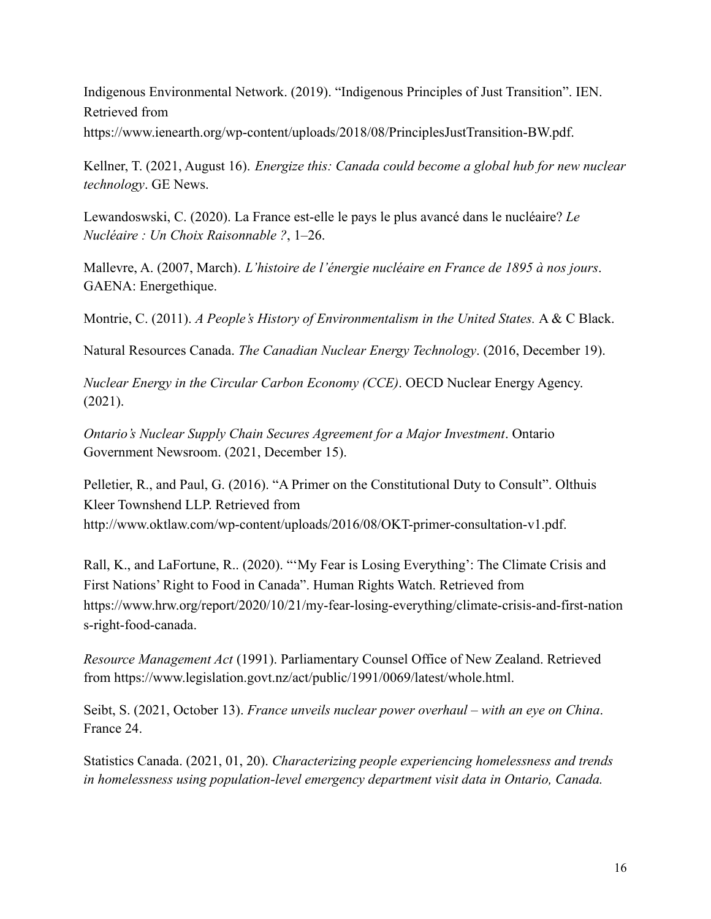Indigenous Environmental Network. (2019). "Indigenous Principles of Just Transition". IEN. Retrieved from https://www.ienearth.org/wp-content/uploads/2018/08/PrinciplesJustTransition-BW.pdf.

Kellner, T. (2021, August 16). *Energize this: Canada could become a global hub for new nuclear technology*. GE News.

Lewandoswski, C. (2020). La France est-elle le pays le plus avancé dans le nucléaire? *Le Nucléaire : Un Choix Raisonnable ?*, 1–26.

Mallevre, A. (2007, March). *L'histoire de l'énergie nucléaire en France de 1895 à nos jours*. GAENA: Energethique.

Montrie, C. (2011). *A People's History of Environmentalism in the United States.* A & C Black.

Natural Resources Canada. *The Canadian Nuclear Energy Technology*. (2016, December 19).

*Nuclear Energy in the Circular Carbon Economy (CCE)*. OECD Nuclear Energy Agency. (2021).

*Ontario's Nuclear Supply Chain Secures Agreement for a Major Investment*. Ontario Government Newsroom. (2021, December 15).

Pelletier, R., and Paul, G. (2016). "A Primer on the Constitutional Duty to Consult". Olthuis Kleer Townshend LLP. Retrieved from http://www.oktlaw.com/wp-content/uploads/2016/08/OKT-primer-consultation-v1.pdf.

Rall, K., and LaFortune, R.. (2020). "'My Fear is Losing Everything': The Climate Crisis and First Nations' Right to Food in Canada". Human Rights Watch. Retrieved from https://www.hrw.org/report/2020/10/21/my-fear-losing-everything/climate-crisis-and-first-nations-right-food-canada.

*Resource Management Act* (1991). Parliamentary Counsel Office of New Zealand. Retrieved from https://www.legislation.govt.nz/act/public/1991/0069/latest/whole.html.

Seibt, S. (2021, October 13). *France unveils nuclear power overhaul – with an eye on China*. France 24.

Statistics Canada. (2021, 01, 20). *Characterizing people experiencing homelessness and trends in homelessness using population-level emergency department visit data in Ontario, Canada.*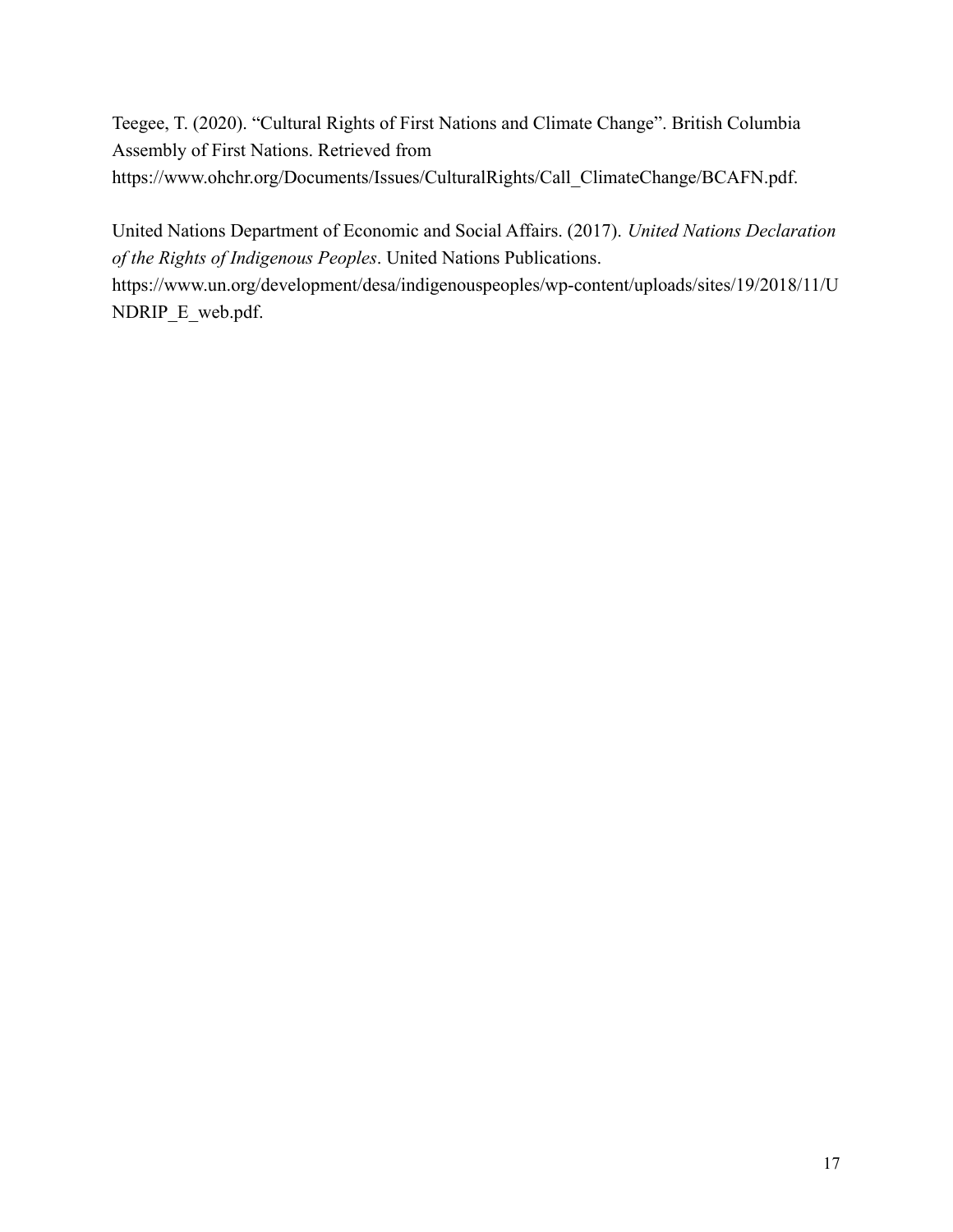Teegee, T. (2020). “Cultural Rights of First Nations and Climate Change”. British Columbia Assembly of First Nations. Retrieved from https://www.ohchr.org/Documents/Issues/CulturalRights/Call_ClimateChange/BCAFN.pdf.

United Nations Department of Economic and Social Affairs. (2017). *United Nations Declaration of the Rights of Indigenous Peoples*. United Nations Publications. https://www.un.org/development/desa/indigenouspeoples/wp-content/uploads/sites/19/2018/11/UNDRIP_E_web.pdf.